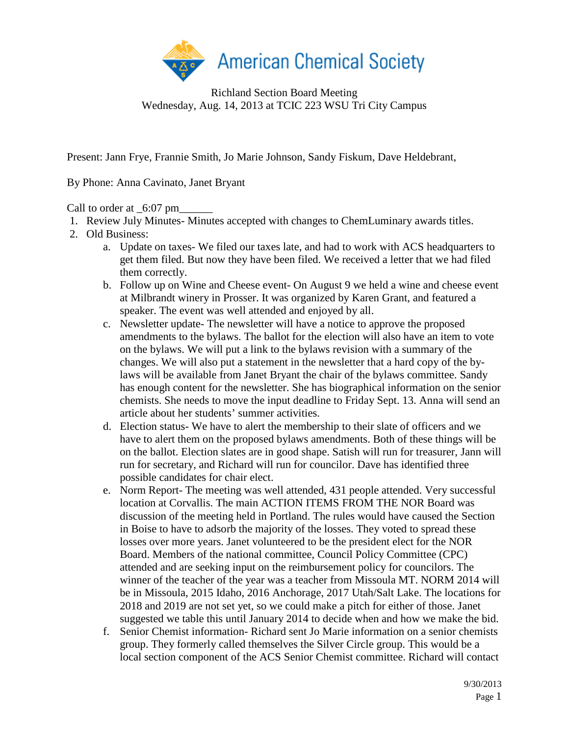American Chemical Society

Richland Section Board Meeting
Wednesday, Aug. 14, 2013 at TCIC 223 WSU Tri City Campus

Present: Jann Frye, Frannie Smith, Jo Marie Johnson, Sandy Fiskum, Dave Heldebrant,

By Phone: Anna Cavinato, Janet Bryant

Call to order at _6:07 pm______

1. Review July Minutes- Minutes accepted with changes to ChemLuminary awards titles.
2. Old Business:
    a. Update on taxes- We filed our taxes late, and had to work with ACS headquarters to get them filed. But now they have been filed. We received a letter that we had filed them correctly.
    b. Follow up on Wine and Cheese event- On August 9 we held a wine and cheese event at Milbrandt winery in Prosser. It was organized by Karen Grant, and featured a speaker. The event was well attended and enjoyed by all.
    c. Newsletter update- The newsletter will have a notice to approve the proposed amendments to the bylaws. The ballot for the election will also have an item to vote on the bylaws. We will put a link to the bylaws revision with a summary of the changes. We will also put a statement in the newsletter that a hard copy of the by-laws will be available from Janet Bryant the chair of the bylaws committee. Sandy has enough content for the newsletter. She has biographical information on the senior chemists. She needs to move the input deadline to Friday Sept. 13. Anna will send an article about her students' summer activities.
    d. Election status- We have to alert the membership to their slate of officers and we have to alert them on the proposed bylaws amendments. Both of these things will be on the ballot. Election slates are in good shape. Satish will run for treasurer, Jann will run for secretary, and Richard will run for councilor. Dave has identified three possible candidates for chair elect.
    e. Norm Report- The meeting was well attended, 431 people attended. Very successful location at Corvallis. The main ACTION ITEMS FROM THE NOR Board was discussion of the meeting held in Portland. The rules would have caused the Section in Boise to have to adsorb the majority of the losses. They voted to spread these losses over more years. Janet volunteered to be the president elect for the NOR Board. Members of the national committee, Council Policy Committee (CPC) attended and are seeking input on the reimbursement policy for councilors. The winner of the teacher of the year was a teacher from Missoula MT. NORM 2014 will be in Missoula, 2015 Idaho, 2016 Anchorage, 2017 Utah/Salt Lake. The locations for 2018 and 2019 are not set yet, so we could make a pitch for either of those. Janet suggested we table this until January 2014 to decide when and how we make the bid.
    f. Senior Chemist information- Richard sent Jo Marie information on a senior chemists group. They formerly called themselves the Silver Circle group. This would be a local section component of the ACS Senior Chemist committee. Richard will contact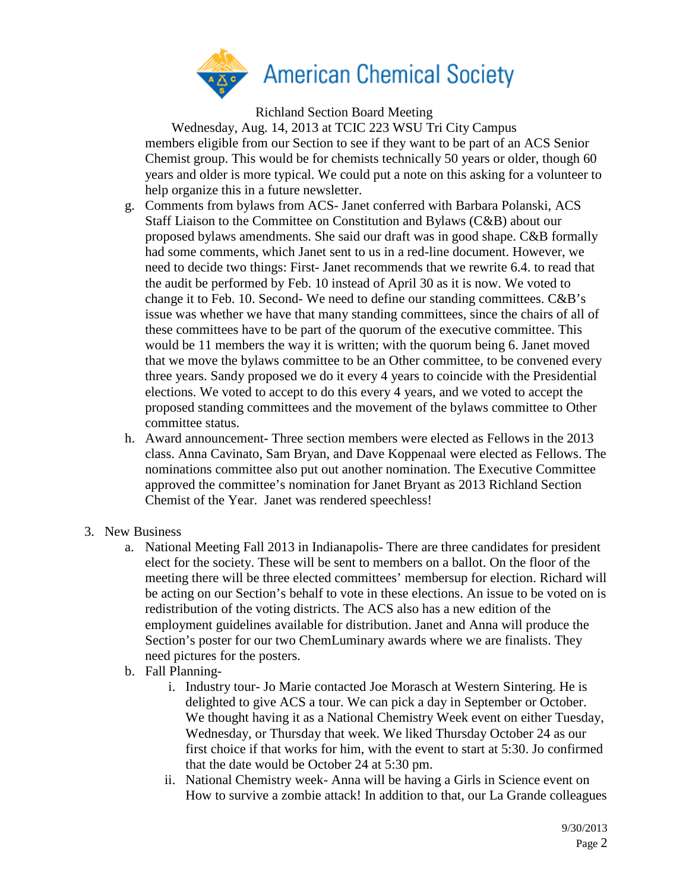members eligible from our Section to see if they want to be part of an ACS Senior Chemist group. This would be for chemists technically 50 years or older, though 60 years and older is more typical. We could put a note on this asking for a volunteer to help organize this in a future newsletter.

g. Comments from bylaws from ACS- Janet conferred with Barbara Polanski, ACS Staff Liaison to the Committee on Constitution and Bylaws (C&B) about our proposed bylaws amendments. She said our draft was in good shape. C&B formally had some comments, which Janet sent to us in a red-line document. However, we need to decide two things: First- Janet recommends that we rewrite 6.4. to read that the audit be performed by Feb. 10 instead of April 30 as it is now. We voted to change it to Feb. 10. Second- We need to define our standing committees. C&B's issue was whether we have that many standing committees, since the chairs of all of these committees have to be part of the quorum of the executive committee. This would be 11 members the way it is written; with the quorum being 6. Janet moved that we move the bylaws committee to be an Other committee, to be convened every three years. Sandy proposed we do it every 4 years to coincide with the Presidential elections. We voted to accept to do this every 4 years, and we voted to accept the proposed standing committees and the movement of the bylaws committee to Other committee status.

h. Award announcement- Three section members were elected as Fellows in the 2013 class. Anna Cavinato, Sam Bryan, and Dave Koppenaal were elected as Fellows. The nominations committee also put out another nomination. The Executive Committee approved the committee's nomination for Janet Bryant as 2013 Richland Section Chemist of the Year. Janet was rendered speechless!

3. New Business

   a. National Meeting Fall 2013 in Indianapolis- There are three candidates for president elect for the society. These will be sent to members on a ballot. On the floor of the meeting there will be three elected committees' membersup for election. Richard will be acting on our Section's behalf to vote in these elections. An issue to be voted on is redistribution of the voting districts. The ACS also has a new edition of the employment guidelines available for distribution. Janet and Anna will produce the Section's poster for our two ChemLuminary awards where we are finalists. They need pictures for the posters.

   b. Fall Planning-

      i. Industry tour- Jo Marie contacted Joe Morasch at Western Sintering. He is delighted to give ACS a tour. We can pick a day in September or October. We thought having it as a National Chemistry Week event on either Tuesday, Wednesday, or Thursday that week. We liked Thursday October 24 as our first choice if that works for him, with the event to start at 5:30. Jo confirmed that the date would be October 24 at 5:30 pm.

      ii. National Chemistry week- Anna will be having a Girls in Science event on How to survive a zombie attack! In addition to that, our La Grande colleagues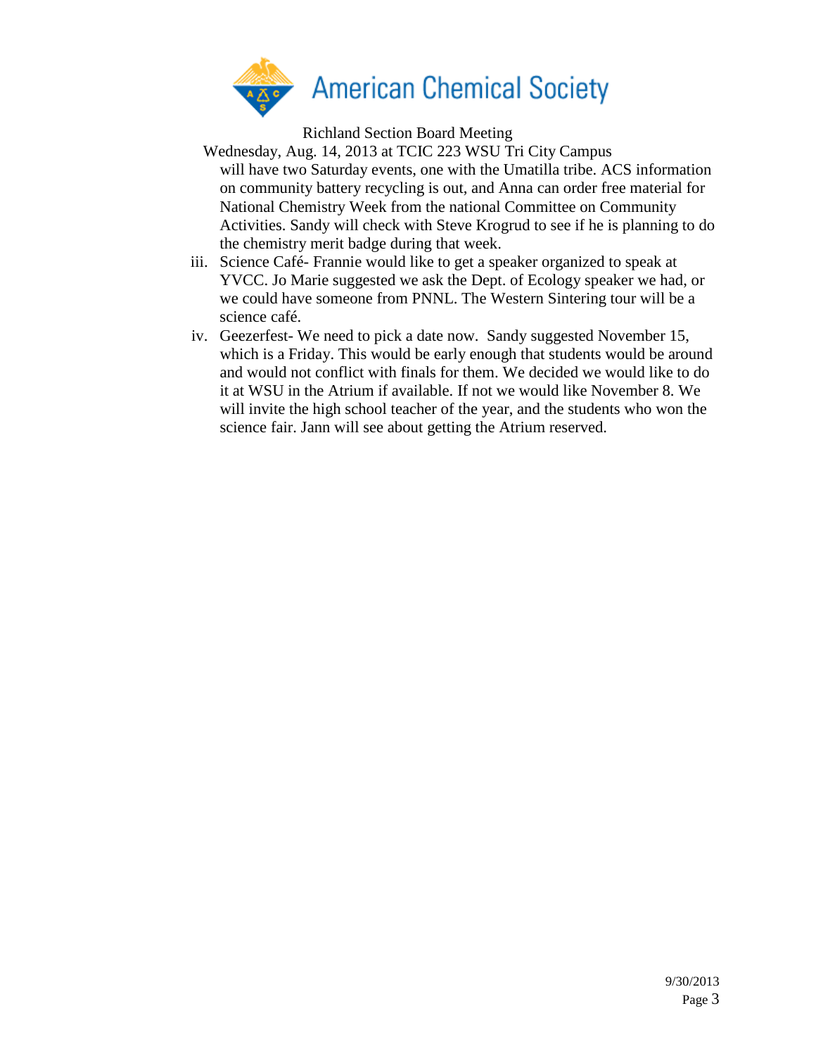Richland Section Board Meeting

Wednesday, Aug. 14, 2013 at TCIC 223 WSU Tri City Campus

will have two Saturday events, one with the Umatilla tribe. ACS information on community battery recycling is out, and Anna can order free material for National Chemistry Week from the national Committee on Community Activities. Sandy will check with Steve Krogrud to see if he is planning to do the chemistry merit badge during that week.

iii. Science Café- Frannie would like to get a speaker organized to speak at YVCC. Jo Marie suggested we ask the Dept. of Ecology speaker we had, or we could have someone from PNNL. The Western Sintering tour will be a science café.

iv. Geezerfest- We need to pick a date now. Sandy suggested November 15, which is a Friday. This would be early enough that students would be around and would not conflict with finals for them. We decided we would like to do it at WSU in the Atrium if available. If not we would like November 8. We will invite the high school teacher of the year, and the students who won the science fair. Jann will see about getting the Atrium reserved.